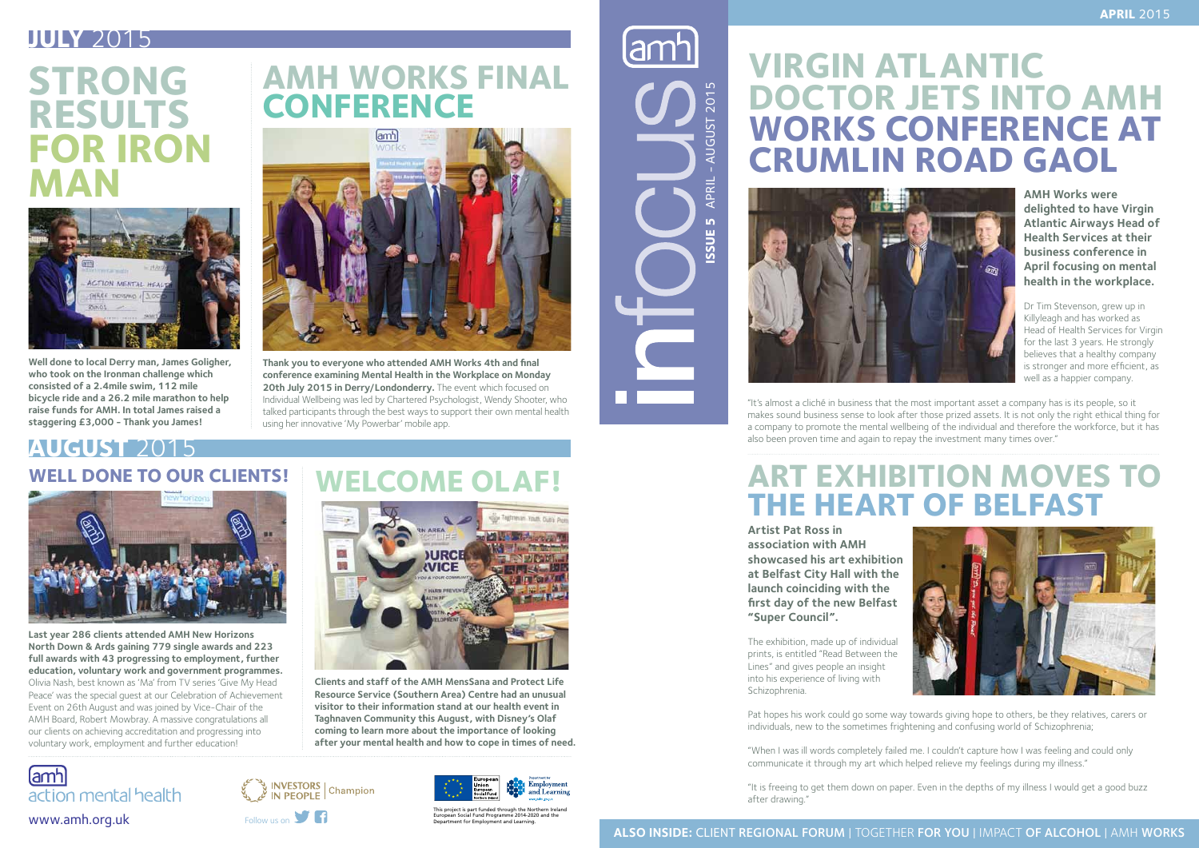# infocus

**ISSUE 5** APRIL - AUGUST 2015

## JULY 2015

### STRONG RESULTS FOR IRON MAN

**Well done to local Derry man, James Goligher, who took on the Ironman challenge which consisted of a 2.4mile swim, 112 mile bicycle ride and a 26.2 mile marathon to help raise funds for AMH. In total James raised a staggering £3,000 - Thank you James!**

### AMH WORKS FINAL CONFERENCE

**Thank you to everyone who attended AMH Works 4th and final conference examining Mental Health in the Workplace on Monday 20th July 2015 in Derry/Londonderry.** The event which focused on Individual Wellbeing was led by Chartered Psychologist, Wendy Shooter, who talked participants through the best ways to support their own mental health using her innovative 'My Powerbar' mobile app.

## AUGUST 2015

### WELL DONE TO OUR CLIENTS!

**Last year 286 clients attended AMH New Horizons North Down & Ards gaining 779 single awards and 223 full awards with 43 progressing to employment, further education, voluntary work and government programmes.** Olivia Nash, best known as 'Ma' from TV series 'Give My Head Peace' was the special guest at our Celebration of Achievement Event on 26th August and was joined by Vice-Chair of the AMH Board, Robert Mowbray. A massive congratulations all our clients on achieving accreditation and progressing into voluntary work, employment and further education!

### WELCOME OLAF!

**Clients and staff of the AMH MensSana and Protect Life Resource Service (Southern Area) Centre had an unusual visitor to their information stand at our health event in Taghnaven Community this August, with Disney's Olaf coming to learn more about the importance of looking after your mental health and how to cope in times of need.**

## APRIL 2015

### VIRGIN ATLANTIC DOCTOR JETS INTO AMH WORKS CONFERENCE AT CRUMLIN ROAD GAOL

**AMH Works were delighted to have Virgin Atlantic Airways Head of Health Services at their business conference in April focusing on mental health in the workplace.**

Dr Tim Stevenson, grew up in Killyleagh and has worked as Head of Health Services for Virgin for the last 3 years. He strongly believes that a healthy company is stronger and more efficient, as well as a happier company.

"It's almost a cliché in business that the most important asset a company has is its people, so it makes sound business sense to look after those prized assets. It is not only the right ethical thing for a company to promote the mental wellbeing of the individual and therefore the workforce, but it has also been proven time and again to repay the investment many times over."

### ART EXHIBITION MOVES TO THE HEART OF BELFAST

**Artist Pat Ross in association with AMH showcased his art exhibition at Belfast City Hall with the launch coinciding with the first day of the new Belfast "Super Council".**

The exhibition, made up of individual prints, is entitled "Read Between the Lines" and gives people an insight into his experience of living with Schizophrenia.

Pat hopes his work could go some way towards giving hope to others, be they relatives, carers or individuals, new to the sometimes frightening and confusing world of Schizophrenia;

"When I was ill words completely failed me. I couldn't capture how I was feeling and could only communicate it through my art which helped relieve my feelings during my illness."

"It is freeing to get them down on paper. Even in the depths of my illness I would get a good buzz after drawing."

**ALSO INSIDE:** CLIENT REGIONAL FORUM | TOGETHER FOR YOU | IMPACT OF ALCOHOL | AMH WORKS

amh action mental health

www.amh.org.uk

INVESTORS IN PEOPLE | Champion

Follow us on

This project is part funded through the Northern Ireland European Social Fund Programme 2014-2020 and the Department for Employment and Learning.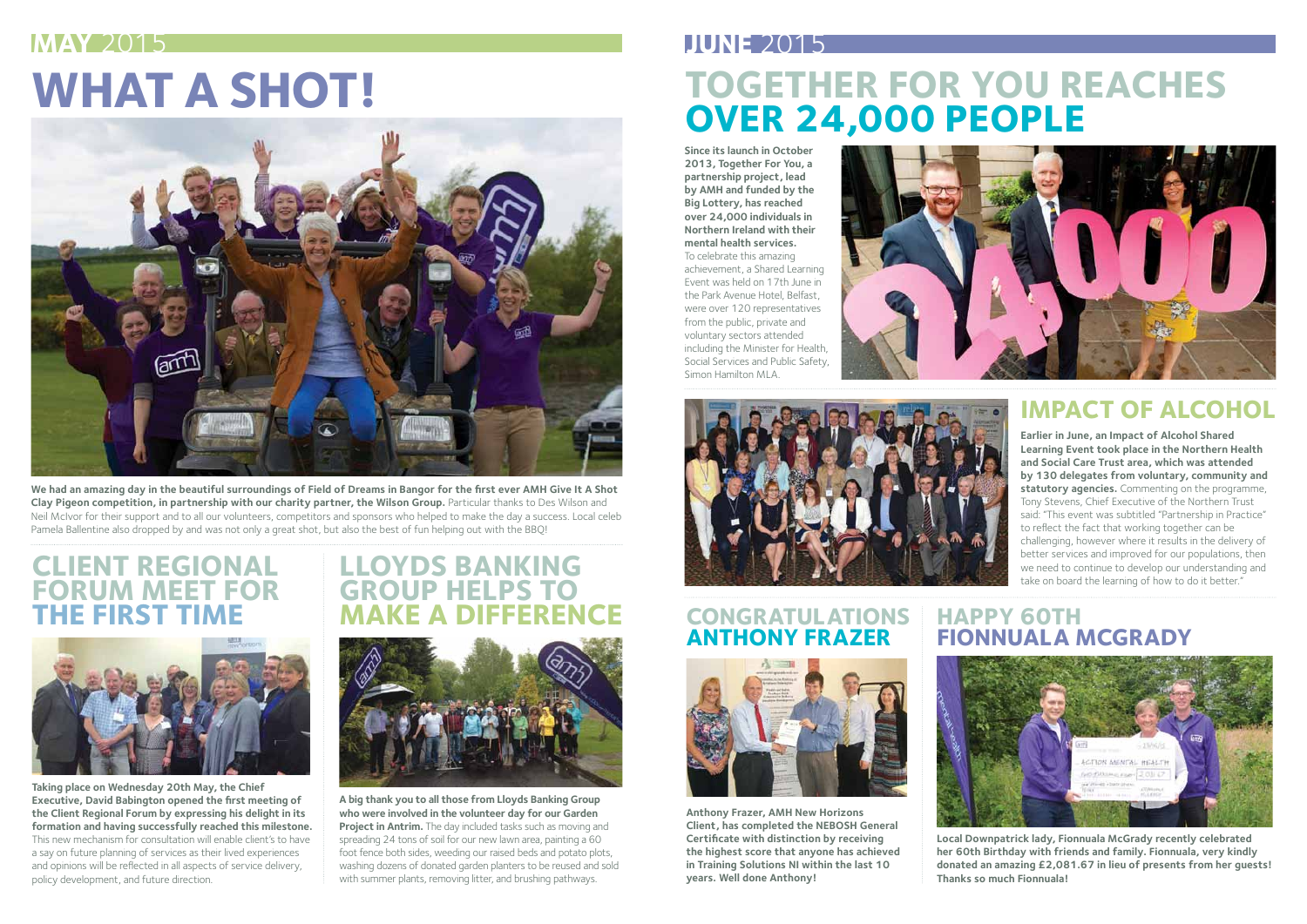## MAY 2015

# WHAT A SHOT!

**We had an amazing day in the beautiful surroundings of Field of Dreams in Bangor for the first ever AMH Give It A Shot Clay Pigeon competition, in partnership with our charity partner, the Wilson Group.** Particular thanks to Des Wilson and Neil McIvor for their support and to all our volunteers, competitors and sponsors who helped to make the day a success. Local celeb Pamela Ballentine also dropped by and was not only a great shot, but also the best of fun helping out with the BBQ!

## CLIENT REGIONAL FORUM MEET FOR THE FIRST TIME

**Taking place on Wednesday 20th May, the Chief Executive, David Babington opened the first meeting of the Client Regional Forum by expressing his delight in its formation and having successfully reached this milestone.** This new mechanism for consultation will enable client's to have a say on future planning of services as their lived experiences and opinions will be reflected in all aspects of service delivery, policy development, and future direction.

## LLOYDS BANKING GROUP HELPS TO MAKE A DIFFERENCE

**A big thank you to all those from Lloyds Banking Group who were involved in the volunteer day for our Garden Project in Antrim.** The day included tasks such as moving and spreading 24 tons of soil for our new lawn area, painting a 60 foot fence both sides, weeding our raised beds and potato plots, washing dozens of donated garden planters to be reused and sold with summer plants, removing litter, and brushing pathways.

## JUNE 2015

# TOGETHER FOR YOU REACHES OVER 24,000 PEOPLE

**Since its launch in October 2013, Together For You, a partnership project, lead by AMH and funded by the Big Lottery, has reached over 24,000 individuals in Northern Ireland with their mental health services.** To celebrate this amazing achievement, a Shared Learning Event was held on 17th June in the Park Avenue Hotel, Belfast, were over 120 representatives from the public, private and voluntary sectors attended including the Minister for Health, Social Services and Public Safety, Simon Hamilton MLA.

## IMPACT OF ALCOHOL

**Earlier in June, an Impact of Alcohol Shared Learning Event took place in the Northern Health and Social Care Trust area, which was attended by 130 delegates from voluntary, community and statutory agencies.** Commenting on the programme, Tony Stevens, Chief Executive of the Northern Trust said: "This event was subtitled "Partnership in Practice" to reflect the fact that working together can be challenging, however where it results in the delivery of better services and improved for our populations, then we need to continue to develop our understanding and take on board the learning of how to do it better."

## CONGRATULATIONS ANTHONY FRAZER

**Anthony Frazer, AMH New Horizons Client, has completed the NEBOSH General Certificate with distinction by receiving the highest score that anyone has achieved in Training Solutions NI within the last 10 years. Well done Anthony!**

## HAPPY 60TH FIONNUALA MCGRADY

**Local Downpatrick lady, Fionnuala McGrady recently celebrated her 60th Birthday with friends and family. Fionnuala, very kindly donated an amazing £2,081.67 in lieu of presents from her guests! Thanks so much Fionnuala!**